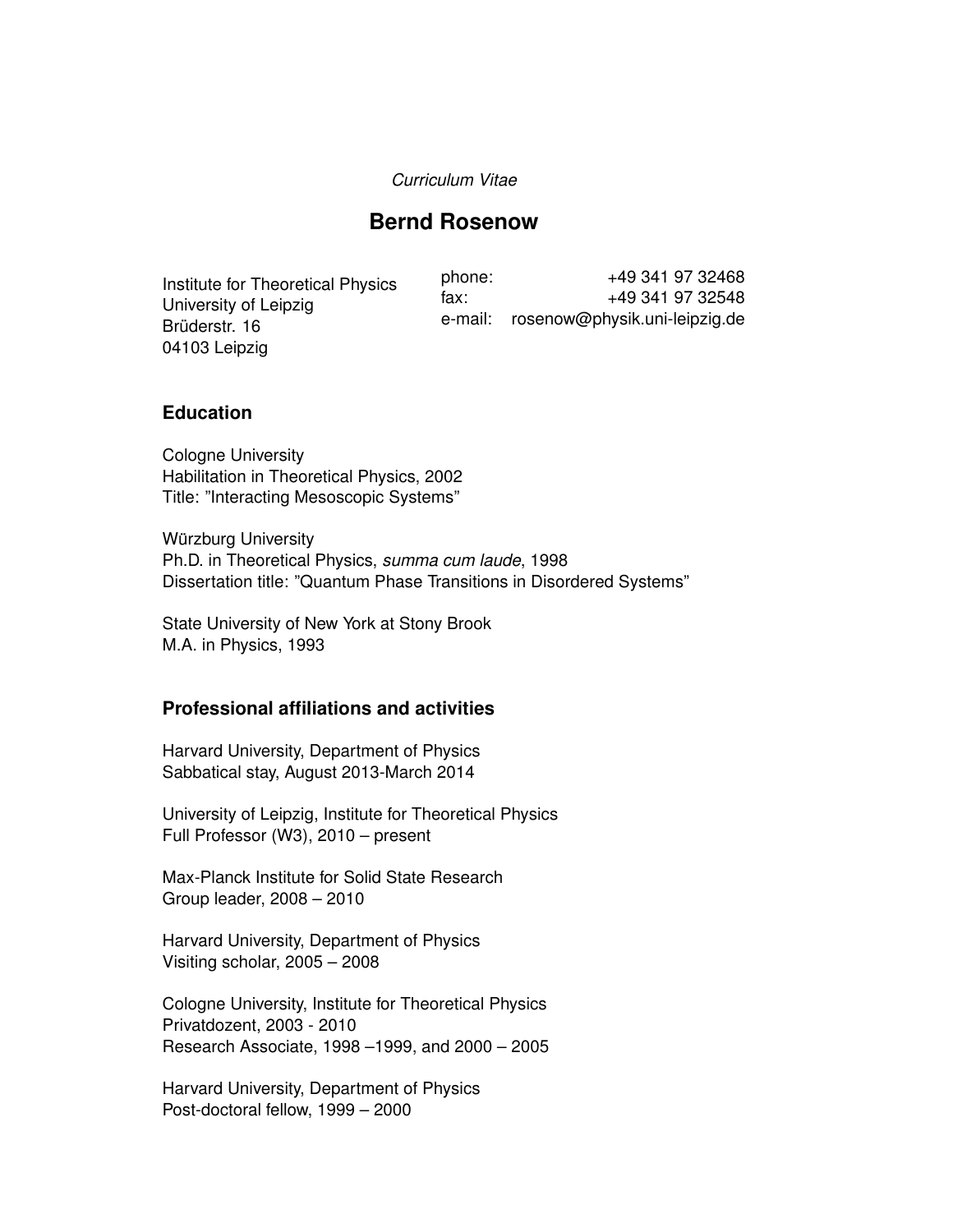*Curriculum Vitae*

# Bernd Rosenow

Institute for Theoretical Physics
University of Leipzig
Brüderstr. 16
04103 Leipzig

phone: +49 341 97 32468
fax: +49 341 97 32548
e-mail: rosenow@physik.uni-leipzig.de

## Education

Cologne University
Habilitation in Theoretical Physics, 2002
Title: "Interacting Mesoscopic Systems"

Würzburg University
Ph.D. in Theoretical Physics, *summa cum laude*, 1998
Dissertation title: "Quantum Phase Transitions in Disordered Systems"

State University of New York at Stony Brook
M.A. in Physics, 1993

## Professional affiliations and activities

Harvard University, Department of Physics
Sabbatical stay, August 2013-March 2014

University of Leipzig, Institute for Theoretical Physics
Full Professor (W3), 2010 – present

Max-Planck Institute for Solid State Research
Group leader, 2008 – 2010

Harvard University, Department of Physics
Visiting scholar, 2005 – 2008

Cologne University, Institute for Theoretical Physics
Privatdozent, 2003 - 2010
Research Associate, 1998 –1999, and 2000 – 2005

Harvard University, Department of Physics
Post-doctoral fellow, 1999 – 2000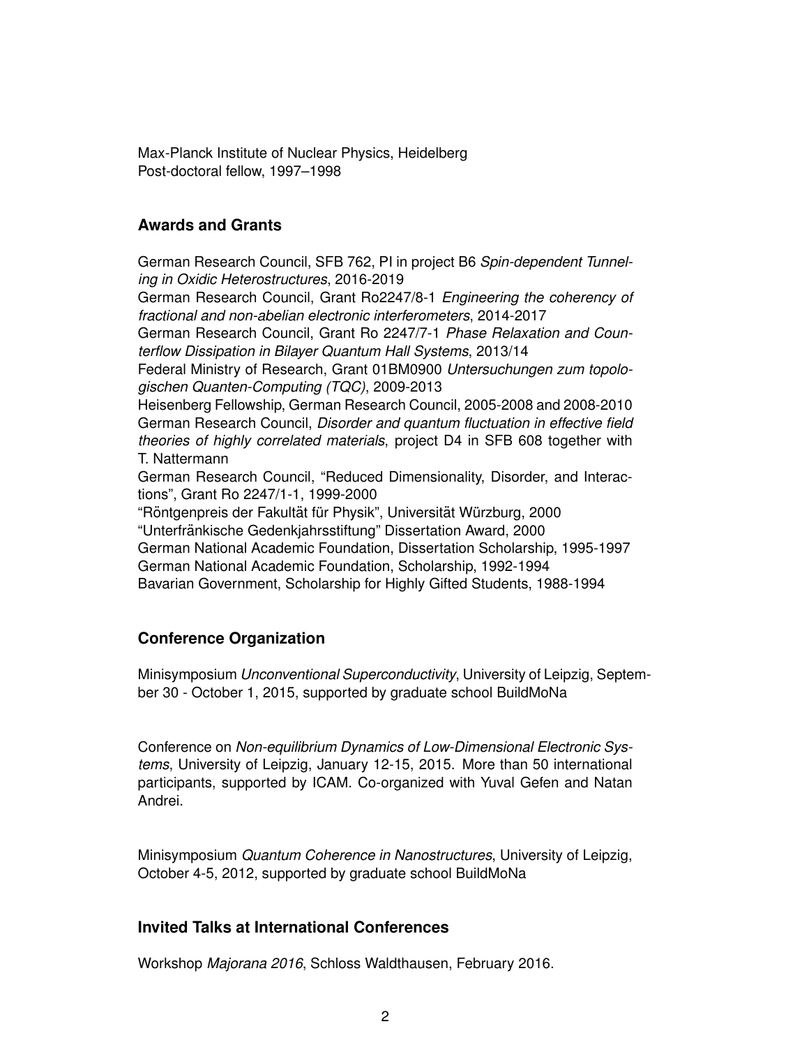Max-Planck Institute of Nuclear Physics, Heidelberg
Post-doctoral fellow, 1997–1998

## Awards and Grants

German Research Council, SFB 762, PI in project B6 *Spin-dependent Tunneling in Oxidic Heterostructures*, 2016-2019
German Research Council, Grant Ro2247/8-1 *Engineering the coherency of fractional and non-abelian electronic interferometers*, 2014-2017
German Research Council, Grant Ro 2247/7-1 *Phase Relaxation and Counterflow Dissipation in Bilayer Quantum Hall Systems*, 2013/14
Federal Ministry of Research, Grant 01BM0900 *Untersuchungen zum topologischen Quanten-Computing (TQC)*, 2009-2013
Heisenberg Fellowship, German Research Council, 2005-2008 and 2008-2010
German Research Council, *Disorder and quantum fluctuation in effective field theories of highly correlated materials*, project D4 in SFB 608 together with T. Nattermann
German Research Council, "Reduced Dimensionality, Disorder, and Interactions", Grant Ro 2247/1-1, 1999-2000
"Röntgenpreis der Fakultät für Physik", Universität Würzburg, 2000
"Unterfränkische Gedenkjahrsstiftung" Dissertation Award, 2000
German National Academic Foundation, Dissertation Scholarship, 1995-1997
German National Academic Foundation, Scholarship, 1992-1994
Bavarian Government, Scholarship for Highly Gifted Students, 1988-1994

## Conference Organization

Minisymposium *Unconventional Superconductivity*, University of Leipzig, September 30 - October 1, 2015, supported by graduate school BuildMoNa

Conference on *Non-equilibrium Dynamics of Low-Dimensional Electronic Systems*, University of Leipzig, January 12-15, 2015. More than 50 international participants, supported by ICAM. Co-organized with Yuval Gefen and Natan Andrei.

Minisymposium *Quantum Coherence in Nanostructures*, University of Leipzig, October 4-5, 2012, supported by graduate school BuildMoNa

## Invited Talks at International Conferences

Workshop *Majorana 2016*, Schloss Waldthausen, February 2016.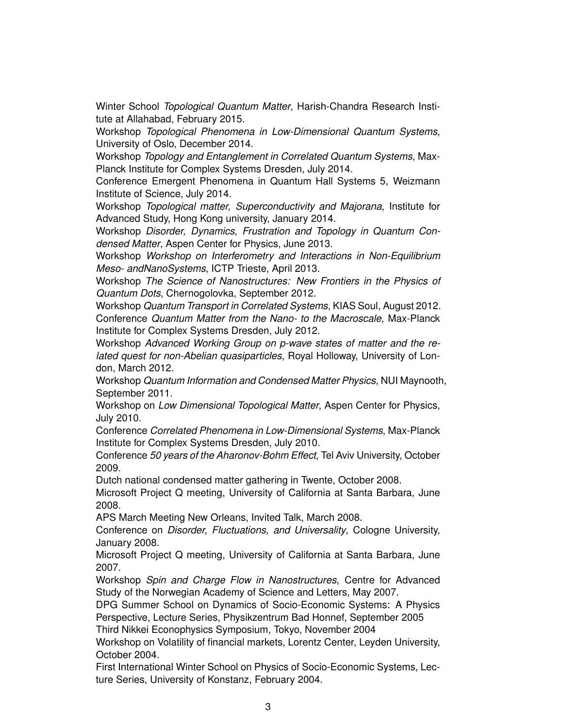Winter School *Topological Quantum Matter*, Harish-Chandra Research Institute at Allahabad, February 2015.

Workshop *Topological Phenomena in Low-Dimensional Quantum Systems*, University of Oslo, December 2014.

Workshop *Topology and Entanglement in Correlated Quantum Systems*, Max-Planck Institute for Complex Systems Dresden, July 2014.

Conference Emergent Phenomena in Quantum Hall Systems 5, Weizmann Institute of Science, July 2014.

Workshop *Topological matter, Superconductivity and Majorana*, Institute for Advanced Study, Hong Kong university, January 2014.

Workshop *Disorder, Dynamics, Frustration and Topology in Quantum Condensed Matter*, Aspen Center for Physics, June 2013.

Workshop *Workshop on Interferometry and Interactions in Non-Equilibrium Meso- andNanoSystems*, ICTP Trieste, April 2013.

Workshop *The Science of Nanostructures: New Frontiers in the Physics of Quantum Dots*, Chernogolovka, September 2012.

Workshop *Quantum Transport in Correlated Systems*, KIAS Soul, August 2012.

Conference *Quantum Matter from the Nano- to the Macroscale*, Max-Planck Institute for Complex Systems Dresden, July 2012.

Workshop *Advanced Working Group on p-wave states of matter and the related quest for non-Abelian quasiparticles*, Royal Holloway, University of London, March 2012.

Workshop *Quantum Information and Condensed Matter Physics*, NUI Maynooth, September 2011.

Workshop on *Low Dimensional Topological Matter*, Aspen Center for Physics, July 2010.

Conference *Correlated Phenomena in Low-Dimensional Systems*, Max-Planck Institute for Complex Systems Dresden, July 2010.

Conference *50 years of the Aharonov-Bohm Effect*, Tel Aviv University, October 2009.

Dutch national condensed matter gathering in Twente, October 2008.

Microsoft Project Q meeting, University of California at Santa Barbara, June 2008.

APS March Meeting New Orleans, Invited Talk, March 2008.

Conference on *Disorder, Fluctuations, and Universality*, Cologne University, January 2008.

Microsoft Project Q meeting, University of California at Santa Barbara, June 2007.

Workshop *Spin and Charge Flow in Nanostructures*, Centre for Advanced Study of the Norwegian Academy of Science and Letters, May 2007.

DPG Summer School on Dynamics of Socio-Economic Systems: A Physics Perspective, Lecture Series, Physikzentrum Bad Honnef, September 2005

Third Nikkei Econophysics Symposium, Tokyo, November 2004

Workshop on Volatility of financial markets, Lorentz Center, Leyden University, October 2004.

First International Winter School on Physics of Socio-Economic Systems, Lecture Series, University of Konstanz, February 2004.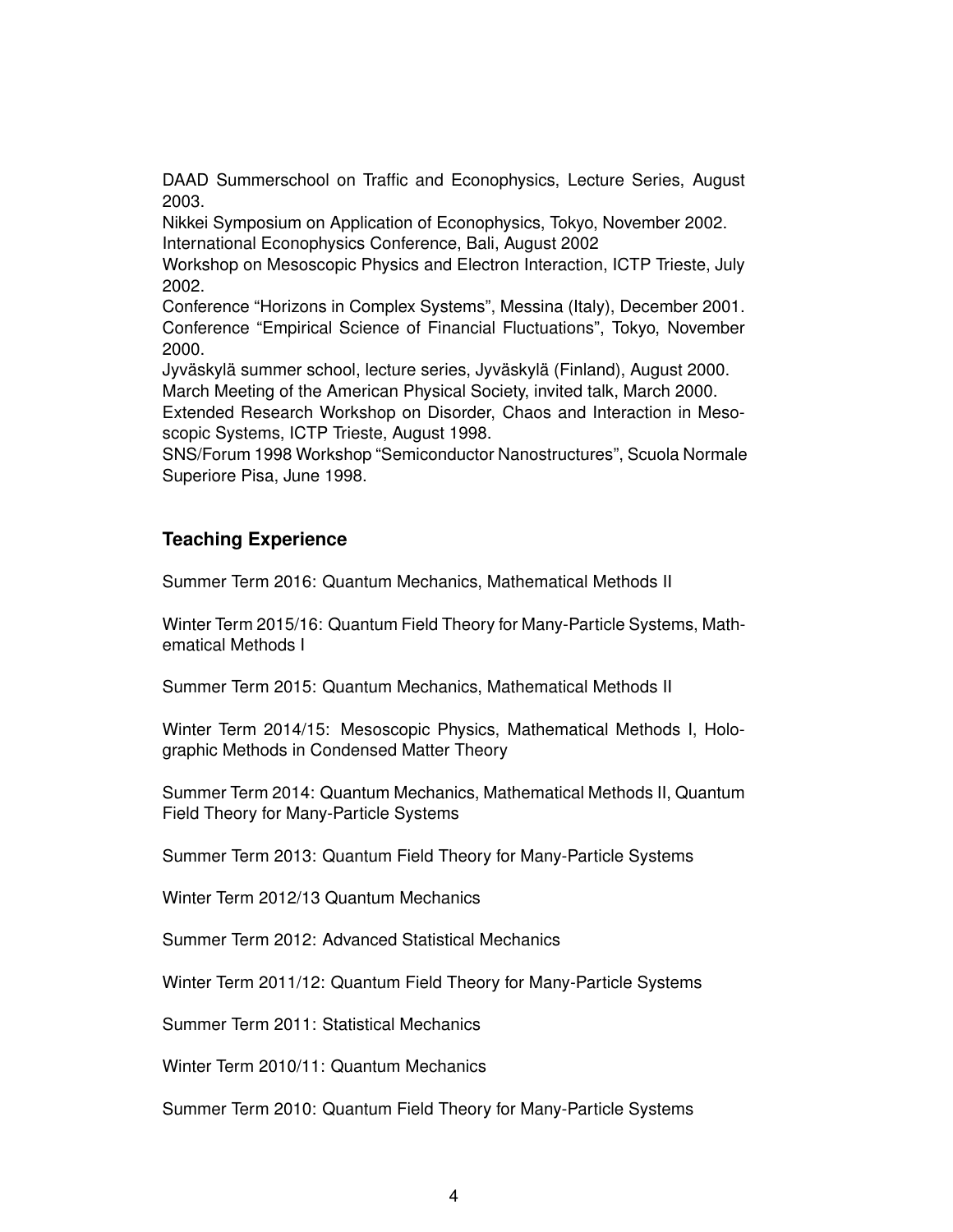DAAD Summerschool on Traffic and Econophysics, Lecture Series, August 2003.

Nikkei Symposium on Application of Econophysics, Tokyo, November 2002.

International Econophysics Conference, Bali, August 2002

Workshop on Mesoscopic Physics and Electron Interaction, ICTP Trieste, July 2002.

Conference “Horizons in Complex Systems”, Messina (Italy), December 2001.

Conference “Empirical Science of Financial Fluctuations”, Tokyo, November 2000.

Jyväskylä summer school, lecture series, Jyväskylä (Finland), August 2000.

March Meeting of the American Physical Society, invited talk, March 2000.

Extended Research Workshop on Disorder, Chaos and Interaction in Mesoscopic Systems, ICTP Trieste, August 1998.

SNS/Forum 1998 Workshop “Semiconductor Nanostructures”, Scuola Normale Superiore Pisa, June 1998.

### Teaching Experience

Summer Term 2016: Quantum Mechanics, Mathematical Methods II

Winter Term 2015/16: Quantum Field Theory for Many-Particle Systems, Mathematical Methods I

Summer Term 2015: Quantum Mechanics, Mathematical Methods II

Winter Term 2014/15: Mesoscopic Physics, Mathematical Methods I, Holographic Methods in Condensed Matter Theory

Summer Term 2014: Quantum Mechanics, Mathematical Methods II, Quantum Field Theory for Many-Particle Systems

Summer Term 2013: Quantum Field Theory for Many-Particle Systems

Winter Term 2012/13 Quantum Mechanics

Summer Term 2012: Advanced Statistical Mechanics

Winter Term 2011/12: Quantum Field Theory for Many-Particle Systems

Summer Term 2011: Statistical Mechanics

Winter Term 2010/11: Quantum Mechanics

Summer Term 2010: Quantum Field Theory for Many-Particle Systems